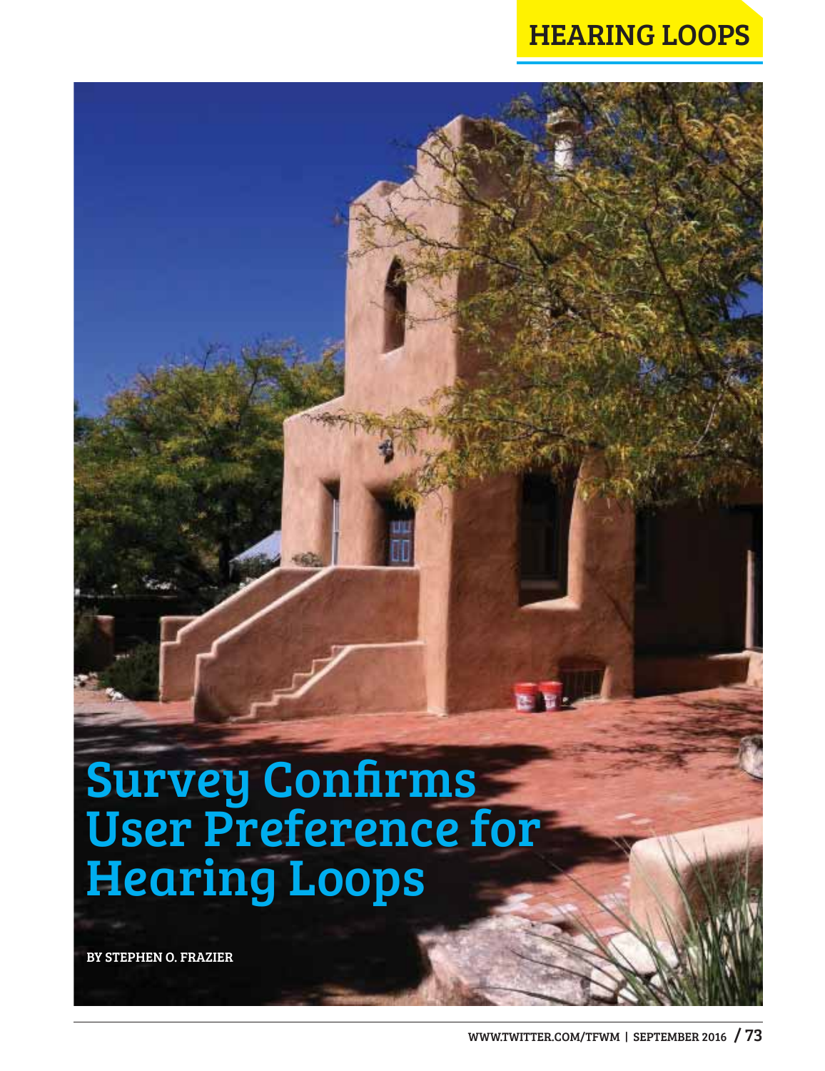# Survey Confirms User Preference for Hearing Loops

**BY STEPHEN O. FRAZIER**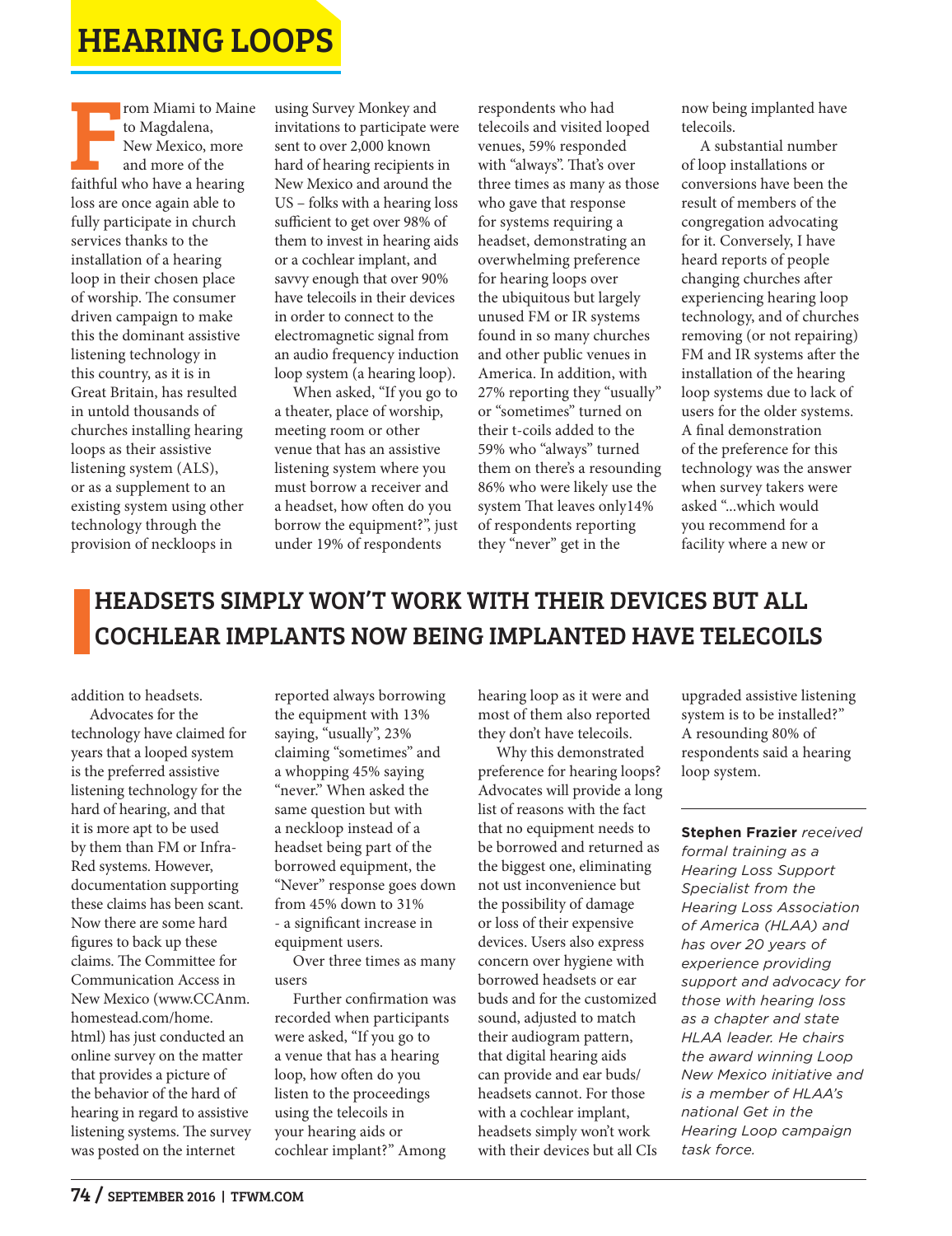# HEARING LOOPS

From Miami to Maine to Magdalena, New Mexico, more and more of the faithful who have a hearing loss are once again able to fully participate in church services thanks to the installation of a hearing loop in their chosen place of worship. The consumer driven campaign to make this the dominant assistive listening technology in this country, as it is in Great Britain, has resulted in untold thousands of churches installing hearing loops as their assistive listening system (ALS), or as a supplement to an existing system using other technology through the provision of neckloops in addition to headsets.

Advocates for the technology have claimed for years that a looped system is the preferred assistive listening technology for the hard of hearing, and that it is more apt to be used by them than FM or Infra-Red systems. However, documentation supporting these claims has been scant. Now there are some hard figures to back up these claims. The Committee for Communication Access in New Mexico (www.CCAnm.homestead.com/home.html) has just conducted an online survey on the matter that provides a picture of the behavior of the hard of hearing in regard to assistive listening systems. The survey was posted on the internet using Survey Monkey and invitations to participate were sent to over 2,000 known hard of hearing recipients in New Mexico and around the US – folks with a hearing loss sufficient to get over 98% of them to invest in hearing aids or a cochlear implant, and savvy enough that over 90% have telecoils in their devices in order to connect to the electromagnetic signal from an audio frequency induction loop system (a hearing loop).

When asked, "If you go to a theater, place of worship, meeting room or other venue that has an assistive listening system where you must borrow a receiver and a headset, how often do you borrow the equipment?", just under 19% of respondents reported always borrowing the equipment with 13% saying, "usually", 23% claiming "sometimes" and a whopping 45% saying "never." When asked the same question but with a neckloop instead of a headset being part of the borrowed equipment, the "Never" response goes down from 45% down to 31% - a significant increase in equipment users.

Over three times as many users

Further confirmation was recorded when participants were asked, "If you go to a venue that has a hearing loop, how often do you listen to the proceedings using the telecoils in your hearing aids or cochlear implant?" Among respondents who had telecoils and visited looped venues, 59% responded with "always". That's over three times as many as those who gave that response for systems requiring a headset, demonstrating an overwhelming preference for hearing loops over the ubiquitous but largely unused FM or IR systems found in so many churches and other public venues in America. In addition, with 27% reporting they "usually" or "sometimes" turned on their t-coils added to the 59% who "always" turned them on there's a resounding 86% who were likely use the system That leaves only14% of respondents reporting they "never" get in the hearing loop as it were and most of them also reported they don't have telecoils.

## HEADSETS SIMPLY WON'T WORK WITH THEIR DEVICES BUT ALL COCHLEAR IMPLANTS NOW BEING IMPLANTED HAVE TELECOILS

Why this demonstrated preference for hearing loops? Advocates will provide a long list of reasons with the fact that no equipment needs to be borrowed and returned as the biggest one, eliminating not ust inconvenience but the possibility of damage or loss of their expensive devices. Users also express concern over hygiene with borrowed headsets or ear buds and for the customized sound, adjusted to match their audiogram pattern, that digital hearing aids can provide and ear buds/headsets cannot. For those with a cochlear implant, headsets simply won't work with their devices but all CIs now being implanted have telecoils.

A substantial number of loop installations or conversions have been the result of members of the congregation advocating for it. Conversely, I have heard reports of people changing churches after experiencing hearing loop technology, and of churches removing (or not repairing) FM and IR systems after the installation of the hearing loop systems due to lack of users for the older systems. A final demonstration of the preference for this technology was the answer when survey takers were asked "...which would you recommend for a facility where a new or upgraded assistive listening system is to be installed?" A resounding 80% of respondents said a hearing loop system.

---

**Stephen Frazier** *received formal training as a Hearing Loss Support Specialist from the Hearing Loss Association of America (HLAA) and has over 20 years of experience providing support and advocacy for those with hearing loss as a chapter and state HLAA leader. He chairs the award winning Loop New Mexico initiative and is a member of HLAA's national Get in the Hearing Loop campaign task force.*